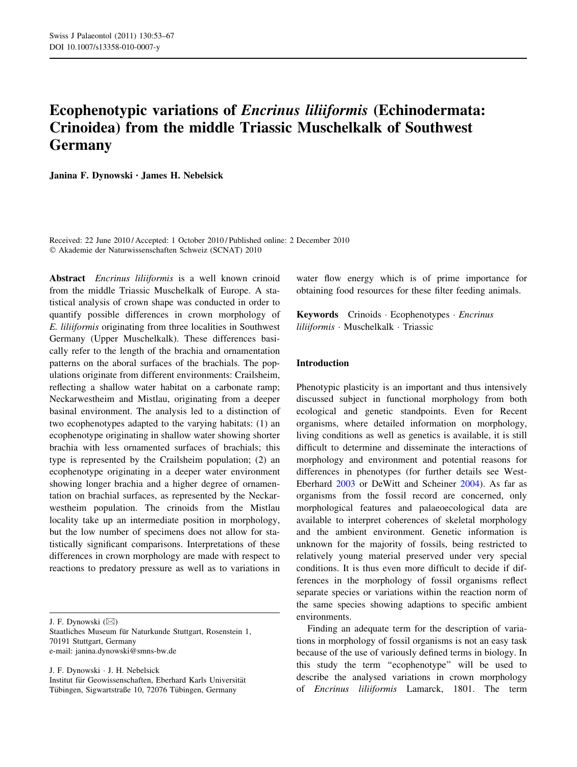# Ecophenotypic variations of *Encrinus liliiformis* (Echinodermata: Crinoidea) from the middle Triassic Muschelkalk of Southwest Germany

**Janina F. Dynowski · James H. Nebelsick**

Received: 22 June 2010 / Accepted: 1 October 2010 / Published online: 2 December 2010
© Akademie der Naturwissenschaften Schweiz (SCNAT) 2010

**Abstract** *Encrinus liliiformis* is a well known crinoid from the middle Triassic Muschelkalk of Europe. A statistical analysis of crown shape was conducted in order to quantify possible differences in crown morphology of *E. liliiformis* originating from three localities in Southwest Germany (Upper Muschelkalk). These differences basically refer to the length of the brachia and ornamentation patterns on the aboral surfaces of the brachials. The populations originate from different environments: Crailsheim, reflecting a shallow water habitat on a carbonate ramp; Neckarwestheim and Mistlau, originating from a deeper basinal environment. The analysis led to a distinction of two ecophenotypes adapted to the varying habitats: (1) an ecophenotype originating in shallow water showing shorter brachia with less ornamented surfaces of brachials; this type is represented by the Crailsheim population; (2) an ecophenotype originating in a deeper water environment showing longer brachia and a higher degree of ornamentation on brachial surfaces, as represented by the Neckarwestheim population. The crinoids from the Mistlau locality take up an intermediate position in morphology, but the low number of specimens does not allow for statistically significant comparisons. Interpretations of these differences in crown morphology are made with respect to reactions to predatory pressure as well as to variations in water flow energy which is of prime importance for obtaining food resources for these filter feeding animals.

**Keywords** Crinoids · Ecophenotypes · *Encrinus liliiformis* · Muschelkalk · Triassic

J. F. Dynowski (✉)
Staatliches Museum für Naturkunde Stuttgart, Rosenstein 1, 70191 Stuttgart, Germany
e-mail: janina.dynowski@smns-bw.de

J. F. Dynowski · J. H. Nebelsick
Institut für Geowissenschaften, Eberhard Karls Universität Tübingen, Sigwartstraße 10, 72076 Tübingen, Germany

## Introduction

Phenotypic plasticity is an important and thus intensively discussed subject in functional morphology from both ecological and genetic standpoints. Even for Recent organisms, where detailed information on morphology, living conditions as well as genetics is available, it is still difficult to determine and disseminate the interactions of morphology and environment and potential reasons for differences in phenotypes (for further details see West-Eberhard 2003 or DeWitt and Scheiner 2004). As far as organisms from the fossil record are concerned, only morphological features and palaeoecological data are available to interpret coherences of skeletal morphology and the ambient environment. Genetic information is unknown for the majority of fossils, being restricted to relatively young material preserved under very special conditions. It is thus even more difficult to decide if differences in the morphology of fossil organisms reflect separate species or variations within the reaction norm of the same species showing adaptions to specific ambient environments.

Finding an adequate term for the description of variations in morphology of fossil organisms is not an easy task because of the use of variously defined terms in biology. In this study the term "ecophenotype" will be used to describe the analysed variations in crown morphology of *Encrinus liliiformis* Lamarck, 1801. The term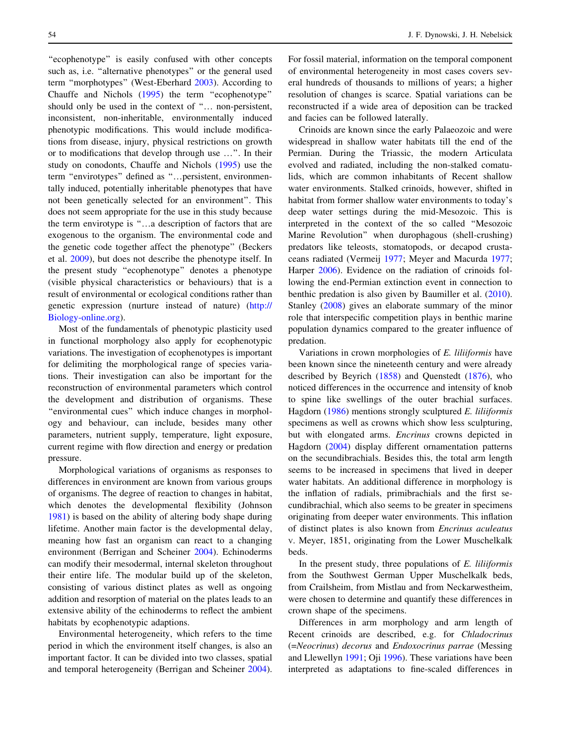"ecophenotype" is easily confused with other concepts such as, i.e. "alternative phenotypes" or the general used term "morphotypes" (West-Eberhard 2003). According to Chauffe and Nichols (1995) the term "ecophenotype" should only be used in the context of "… non-persistent, inconsistent, non-inheritable, environmentally induced phenotypic modifications. This would include modifications from disease, injury, physical restrictions on growth or to modifications that develop through use …". In their study on conodonts, Chauffe and Nichols (1995) use the term "envirotypes" defined as "…persistent, environmentally induced, potentially inheritable phenotypes that have not been genetically selected for an environment". This does not seem appropriate for the use in this study because the term envirotype is "…a description of factors that are exogenous to the organism. The environmental code and the genetic code together affect the phenotype" (Beckers et al. 2009), but does not describe the phenotype itself. In the present study "ecophenotype" denotes a phenotype (visible physical characteristics or behaviours) that is a result of environmental or ecological conditions rather than genetic expression (nurture instead of nature) (http://Biology-online.org).

Most of the fundamentals of phenotypic plasticity used in functional morphology also apply for ecophenotypic variations. The investigation of ecophenotypes is important for delimiting the morphological range of species variations. Their investigation can also be important for the reconstruction of environmental parameters which control the development and distribution of organisms. These "environmental cues" which induce changes in morphology and behaviour, can include, besides many other parameters, nutrient supply, temperature, light exposure, current regime with flow direction and energy or predation pressure.

Morphological variations of organisms as responses to differences in environment are known from various groups of organisms. The degree of reaction to changes in habitat, which denotes the developmental flexibility (Johnson 1981) is based on the ability of altering body shape during lifetime. Another main factor is the developmental delay, meaning how fast an organism can react to a changing environment (Berrigan and Scheiner 2004). Echinoderms can modify their mesodermal, internal skeleton throughout their entire life. The modular build up of the skeleton, consisting of various distinct plates as well as ongoing addition and resorption of material on the plates leads to an extensive ability of the echinoderms to reflect the ambient habitats by ecophenotypic adaptions.

Environmental heterogeneity, which refers to the time period in which the environment itself changes, is also an important factor. It can be divided into two classes, spatial and temporal heterogeneity (Berrigan and Scheiner 2004). For fossil material, information on the temporal component of environmental heterogeneity in most cases covers several hundreds of thousands to millions of years; a higher resolution of changes is scarce. Spatial variations can be reconstructed if a wide area of deposition can be tracked and facies can be followed laterally.

Crinoids are known since the early Palaeozoic and were widespread in shallow water habitats till the end of the Permian. During the Triassic, the modern Articulata evolved and radiated, including the non-stalked comatulids, which are common inhabitants of Recent shallow water environments. Stalked crinoids, however, shifted in habitat from former shallow water environments to today's deep water settings during the mid-Mesozoic. This is interpreted in the context of the so called "Mesozoic Marine Revolution" when durophagous (shell-crushing) predators like teleosts, stomatopods, or decapod crustaceans radiated (Vermeij 1977; Meyer and Macurda 1977; Harper 2006). Evidence on the radiation of crinoids following the end-Permian extinction event in connection to benthic predation is also given by Baumiller et al. (2010). Stanley (2008) gives an elaborate summary of the minor role that interspecific competition plays in benthic marine population dynamics compared to the greater influence of predation.

Variations in crown morphologies of *E. liliiformis* have been known since the nineteenth century and were already described by Beyrich (1858) and Quenstedt (1876), who noticed differences in the occurrence and intensity of knob to spine like swellings of the outer brachial surfaces. Hagdorn (1986) mentions strongly sculptured *E. liliiformis* specimens as well as crowns which show less sculpturing, but with elongated arms. *Encrinus* crowns depicted in Hagdorn (2004) display different ornamentation patterns on the secundibrachials. Besides this, the total arm length seems to be increased in specimens that lived in deeper water habitats. An additional difference in morphology is the inflation of radials, primibrachials and the first secundibrachial, which also seems to be greater in specimens originating from deeper water environments. This inflation of distinct plates is also known from *Encrinus aculeatus* v. Meyer, 1851, originating from the Lower Muschelkalk beds.

In the present study, three populations of *E. liliiformis* from the Southwest German Upper Muschelkalk beds, from Crailsheim, from Mistlau and from Neckarwestheim, were chosen to determine and quantify these differences in crown shape of the specimens.

Differences in arm morphology and arm length of Recent crinoids are described, e.g. for *Chladocrinus* (=*Neocrinus*) *decorus* and *Endoxocrinus parrae* (Messing and Llewellyn 1991; Oji 1996). These variations have been interpreted as adaptations to fine-scaled differences in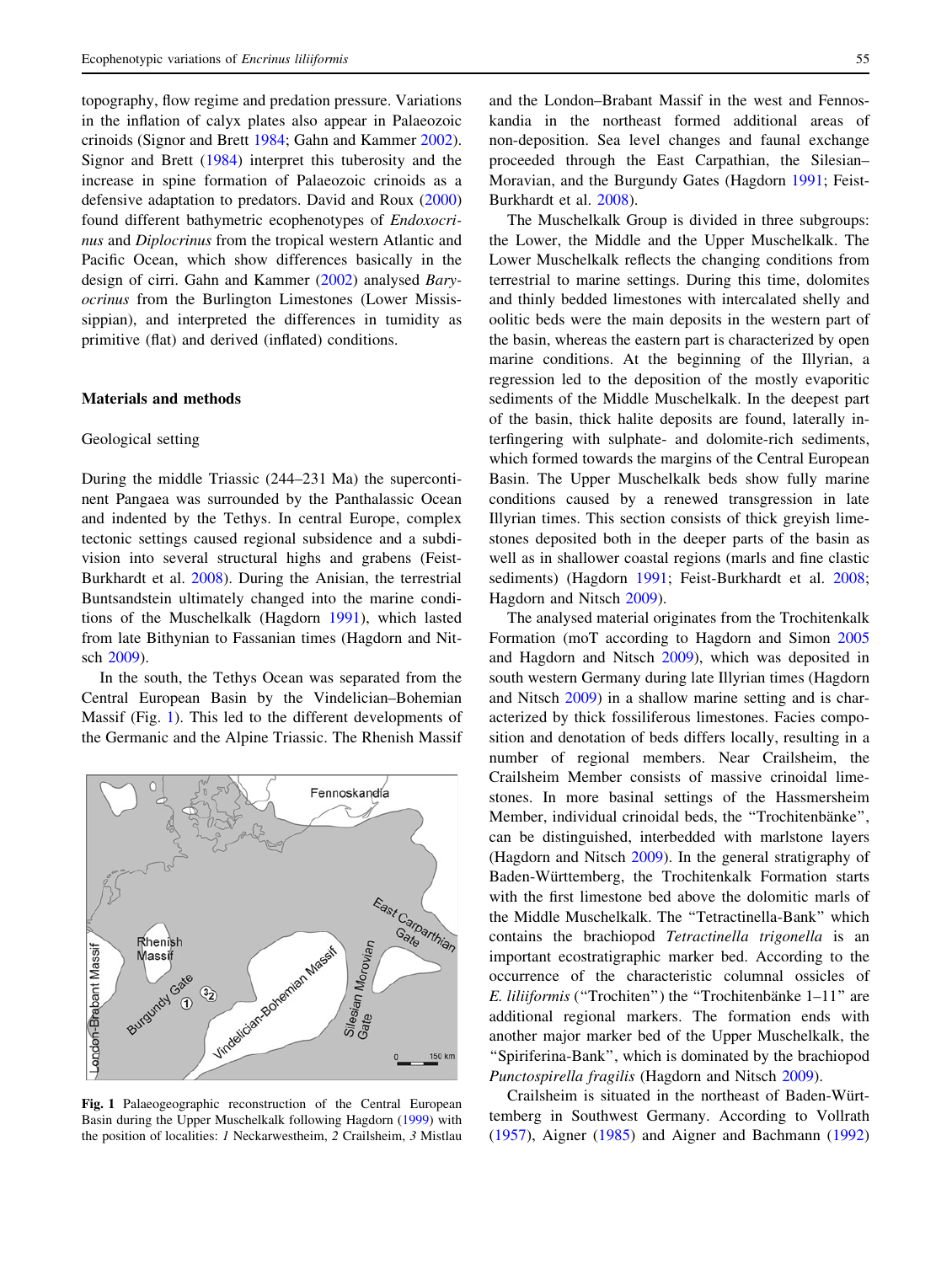topography, flow regime and predation pressure. Variations in the inflation of calyx plates also appear in Palaeozoic crinoids (Signor and Brett 1984; Gahn and Kammer 2002). Signor and Brett (1984) interpret this tuberosity and the increase in spine formation of Palaeozoic crinoids as a defensive adaptation to predators. David and Roux (2000) found different bathymetric ecophenotypes of *Endoxocrinus* and *Diplocrinus* from the tropical western Atlantic and Pacific Ocean, which show differences basically in the design of cirri. Gahn and Kammer (2002) analysed *Baryocrinus* from the Burlington Limestones (Lower Mississippian), and interpreted the differences in tumidity as primitive (flat) and derived (inflated) conditions.

## Materials and methods

### Geological setting

During the middle Triassic (244–231 Ma) the supercontinent Pangaea was surrounded by the Panthalassic Ocean and indented by the Tethys. In central Europe, complex tectonic settings caused regional subsidence and a subdivision into several structural highs and grabens (Feist-Burkhardt et al. 2008). During the Anisian, the terrestrial Buntsandstein ultimately changed into the marine conditions of the Muschelkalk (Hagdorn 1991), which lasted from late Bithynian to Fassanian times (Hagdorn and Nitsch 2009).

In the south, the Tethys Ocean was separated from the Central European Basin by the Vindelician–Bohemian Massif (Fig. 1). This led to the different developments of the Germanic and the Alpine Triassic. The Rhenish Massif and the London–Brabant Massif in the west and Fennoskandia in the northeast formed additional areas of non-deposition. Sea level changes and faunal exchange proceeded through the East Carpathian, the Silesian–Moravian, and the Burgundy Gates (Hagdorn 1991; Feist-Burkhardt et al. 2008).

**Fig. 1** Palaeogeographic reconstruction of the Central European Basin during the Upper Muschelkalk following Hagdorn (1999) with the position of localities: *1* Neckarwestheim, *2* Crailsheim, *3* Mistlau

The Muschelkalk Group is divided in three subgroups: the Lower, the Middle and the Upper Muschelkalk. The Lower Muschelkalk reflects the changing conditions from terrestrial to marine settings. During this time, dolomites and thinly bedded limestones with intercalated shelly and oolitic beds were the main deposits in the western part of the basin, whereas the eastern part is characterized by open marine conditions. At the beginning of the Illyrian, a regression led to the deposition of the mostly evaporitic sediments of the Middle Muschelkalk. In the deepest part of the basin, thick halite deposits are found, laterally interfingering with sulphate- and dolomite-rich sediments, which formed towards the margins of the Central European Basin. The Upper Muschelkalk beds show fully marine conditions caused by a renewed transgression in late Illyrian times. This section consists of thick greyish limestones deposited both in the deeper parts of the basin as well as in shallower coastal regions (marls and fine clastic sediments) (Hagdorn 1991; Feist-Burkhardt et al. 2008; Hagdorn and Nitsch 2009).

The analysed material originates from the Trochitenkalk Formation (moT according to Hagdorn and Simon 2005 and Hagdorn and Nitsch 2009), which was deposited in south western Germany during late Illyrian times (Hagdorn and Nitsch 2009) in a shallow marine setting and is characterized by thick fossiliferous limestones. Facies composition and denotation of beds differs locally, resulting in a number of regional members. Near Crailsheim, the Crailsheim Member consists of massive crinoidal limestones. In more basinal settings of the Hassmersheim Member, individual crinoidal beds, the "Trochitenbänke", can be distinguished, interbedded with marlstone layers (Hagdorn and Nitsch 2009). In the general stratigraphy of Baden-Württemberg, the Trochitenkalk Formation starts with the first limestone bed above the dolomitic marls of the Middle Muschelkalk. The "Tetractinella-Bank" which contains the brachiopod *Tetractinella trigonella* is an important ecostratigraphic marker bed. According to the occurrence of the characteristic columnal ossicles of *E. liliiformis* ("Trochiten") the "Trochitenbänke 1–11" are additional regional markers. The formation ends with another major marker bed of the Upper Muschelkalk, the "Spiriferina-Bank", which is dominated by the brachiopod *Punctospirella fragilis* (Hagdorn and Nitsch 2009).

Crailsheim is situated in the northeast of Baden-Württemberg in Southwest Germany. According to Vollrath (1957), Aigner (1985) and Aigner and Bachmann (1992)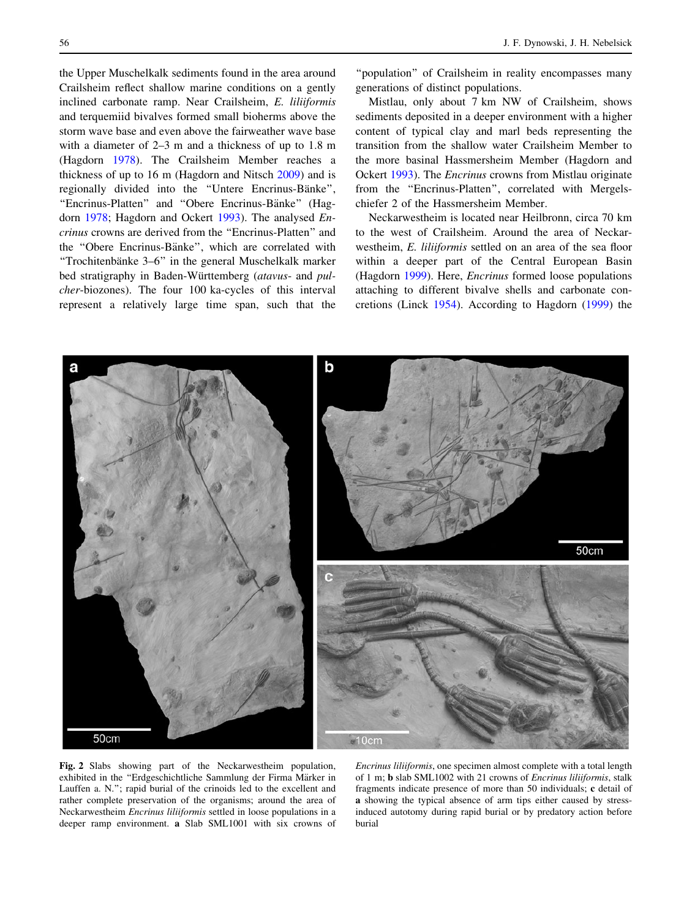the Upper Muschelkalk sediments found in the area around Crailsheim reflect shallow marine conditions on a gently inclined carbonate ramp. Near Crailsheim, *E. liliiformis* and terquemiid bivalves formed small bioherms above the storm wave base and even above the fairweather wave base with a diameter of 2–3 m and a thickness of up to 1.8 m (Hagdorn 1978). The Crailsheim Member reaches a thickness of up to 16 m (Hagdorn and Nitsch 2009) and is regionally divided into the "Untere Encrinus-Bänke", "Encrinus-Platten" and "Obere Encrinus-Bänke" (Hagdorn 1978; Hagdorn and Ockert 1993). The analysed *Encrinus* crowns are derived from the "Encrinus-Platten" and the "Obere Encrinus-Bänke", which are correlated with "Trochitenbänke 3–6" in the general Muschelkalk marker bed stratigraphy in Baden-Württemberg (*atavus*- and *pulcher*-biozones). The four 100 ka-cycles of this interval represent a relatively large time span, such that the "population" of Crailsheim in reality encompasses many generations of distinct populations.

Mistlau, only about 7 km NW of Crailsheim, shows sediments deposited in a deeper environment with a higher content of typical clay and marl beds representing the transition from the shallow water Crailsheim Member to the more basinal Hassmersheim Member (Hagdorn and Ockert 1993). The *Encrinus* crowns from Mistlau originate from the "Encrinus-Platten", correlated with Mergelschiefer 2 of the Hassmersheim Member.

Neckarwestheim is located near Heilbronn, circa 70 km to the west of Crailsheim. Around the area of Neckarwestheim, *E. liliiformis* settled on an area of the sea floor within a deeper part of the Central European Basin (Hagdorn 1999). Here, *Encrinus* formed loose populations attaching to different bivalve shells and carbonate concretions (Linck 1954). According to Hagdorn (1999) the

**Fig. 2** Slabs showing part of the Neckarwestheim population, exhibited in the "Erdgeschichtliche Sammlung der Firma Märker in Lauffen a. N."; rapid burial of the crinoids led to the excellent and rather complete preservation of the organisms; around the area of Neckarwestheim *Encrinus liliiformis* settled in loose populations in a deeper ramp environment. **a** Slab SML1001 with six crowns of *Encrinus liliiformis*, one specimen almost complete with a total length of 1 m; **b** slab SML1002 with 21 crowns of *Encrinus liliiformis*, stalk fragments indicate presence of more than 50 individuals; **c** detail of **a** showing the typical absence of arm tips either caused by stress-induced autotomy during rapid burial or by predatory action before burial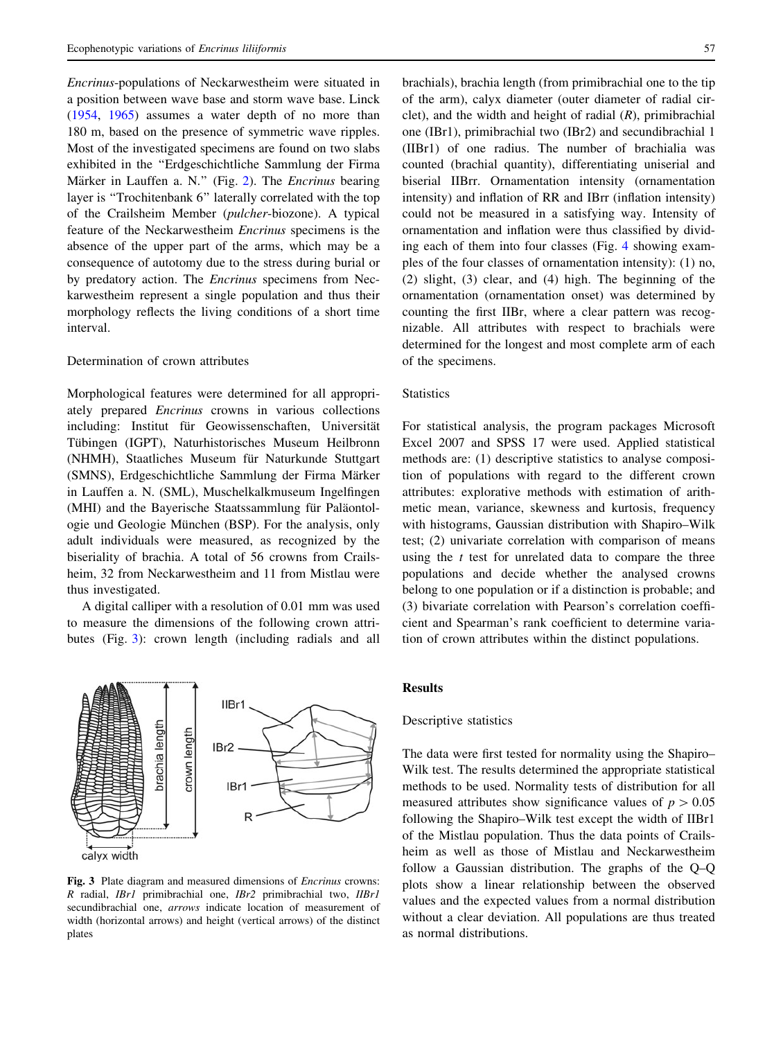*Encrinus*-populations of Neckarwestheim were situated in a position between wave base and storm wave base. Linck (1954, 1965) assumes a water depth of no more than 180 m, based on the presence of symmetric wave ripples. Most of the investigated specimens are found on two slabs exhibited in the "Erdgeschichtliche Sammlung der Firma Märker in Lauffen a. N." (Fig. 2). The *Encrinus* bearing layer is "Trochitenbank 6" laterally correlated with the top of the Crailsheim Member (*pulcher*-biozone). A typical feature of the Neckarwestheim *Encrinus* specimens is the absence of the upper part of the arms, which may be a consequence of autotomy due to the stress during burial or by predatory action. The *Encrinus* specimens from Neckarwestheim represent a single population and thus their morphology reflects the living conditions of a short time interval.

### Determination of crown attributes

Morphological features were determined for all appropriately prepared *Encrinus* crowns in various collections including: Institut für Geowissenschaften, Universität Tübingen (IGPT), Naturhistorisches Museum Heilbronn (NHMH), Staatliches Museum für Naturkunde Stuttgart (SMNS), Erdgeschichtliche Sammlung der Firma Märker in Lauffen a. N. (SML), Muschelkalkmuseum Ingelfingen (MHI) and the Bayerische Staatssammlung für Paläontologie und Geologie München (BSP). For the analysis, only adult individuals were measured, as recognized by the biseriality of brachia. A total of 56 crowns from Crailsheim, 32 from Neckarwestheim and 11 from Mistlau were thus investigated.

A digital calliper with a resolution of 0.01 mm was used to measure the dimensions of the following crown attributes (Fig. 3): crown length (including radials and all brachials), brachia length (from primibrachial one to the tip of the arm), calyx diameter (outer diameter of radial circlet), and the width and height of radial (*R*), primibrachial one (IBr1), primibrachial two (IBr2) and secundibrachial 1 (IIBr1) of one radius. The number of brachialia was counted (brachial quantity), differentiating uniserial and biserial IIBrr. Ornamentation intensity (ornamentation intensity) and inflation of RR and IBrr (inflation intensity) could not be measured in a satisfying way. Intensity of ornamentation and inflation were thus classified by dividing each of them into four classes (Fig. 4 showing examples of the four classes of ornamentation intensity): (1) no, (2) slight, (3) clear, and (4) high. The beginning of the ornamentation (ornamentation onset) was determined by counting the first IIBr, where a clear pattern was recognizable. All attributes with respect to brachials were determined for the longest and most complete arm of each of the specimens.

Fig. 3 Plate diagram and measured dimensions of *Encrinus* crowns: *R* radial, *IBr1* primibrachial one, *IBr2* primibrachial two, *IIBr1* secundibrachial one, *arrows* indicate location of measurement of width (horizontal arrows) and height (vertical arrows) of the distinct plates

### Statistics

For statistical analysis, the program packages Microsoft Excel 2007 and SPSS 17 were used. Applied statistical methods are: (1) descriptive statistics to analyse composition of populations with regard to the different crown attributes: explorative methods with estimation of arithmetic mean, variance, skewness and kurtosis, frequency with histograms, Gaussian distribution with Shapiro–Wilk test; (2) univariate correlation with comparison of means using the $t$ test for unrelated data to compare the three populations and decide whether the analysed crowns belong to one population or if a distinction is probable; and (3) bivariate correlation with Pearson's correlation coefficient and Spearman's rank coefficient to determine variation of crown attributes within the distinct populations.

## Results

### Descriptive statistics

The data were first tested for normality using the Shapiro–Wilk test. The results determined the appropriate statistical methods to be used. Normality tests of distribution for all measured attributes show significance values of $p > 0.05$ following the Shapiro–Wilk test except the width of IIBr1 of the Mistlau population. Thus the data points of Crailsheim as well as those of Mistlau and Neckarwestheim follow a Gaussian distribution. The graphs of the Q–Q plots show a linear relationship between the observed values and the expected values from a normal distribution without a clear deviation. All populations are thus treated as normal distributions.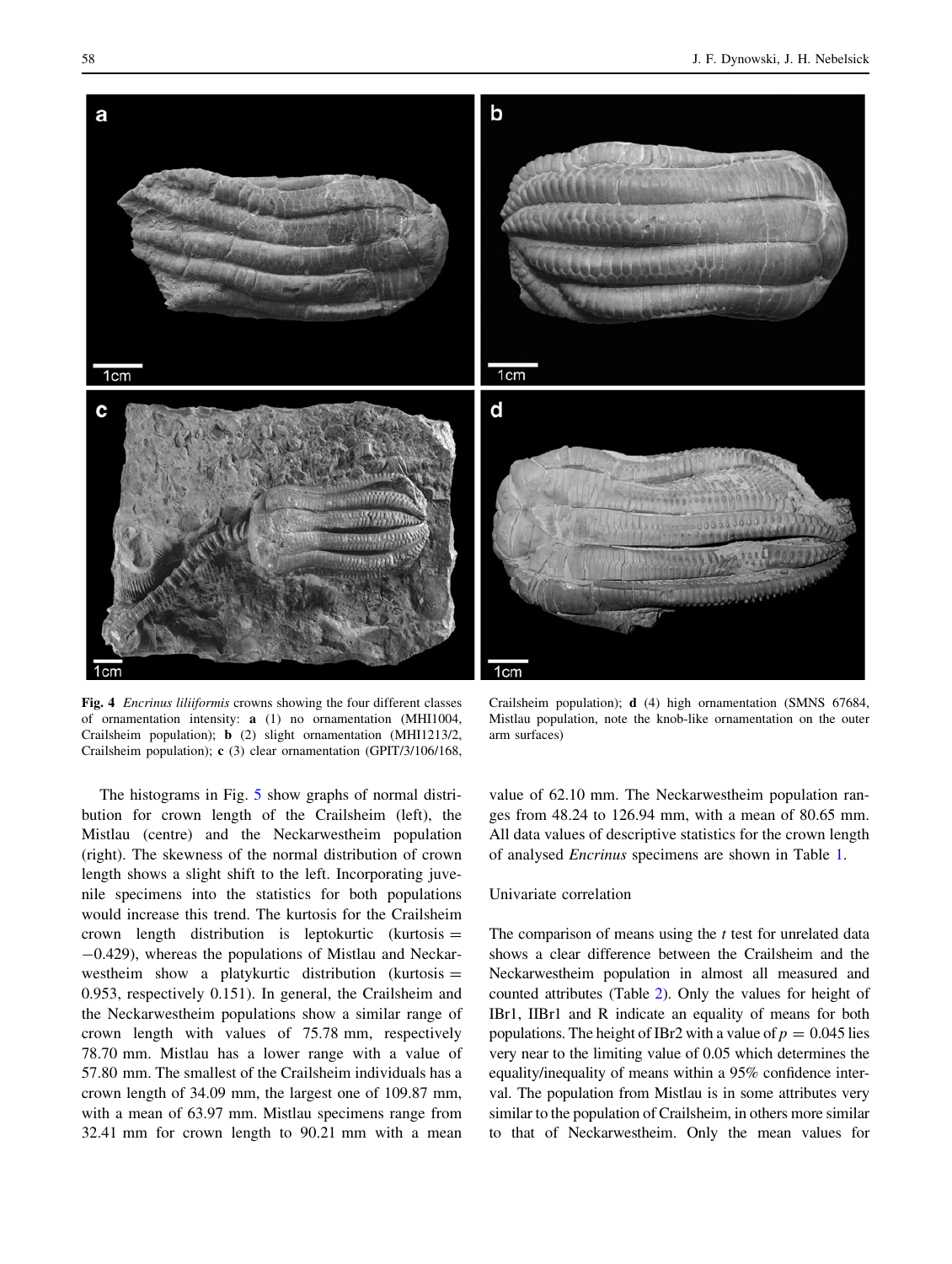**Fig. 4** *Encrinus liliiformis* crowns showing the four different classes of ornamentation intensity: **a** (1) no ornamentation (MHI1004, Crailsheim population); **b** (2) slight ornamentation (MHI1213/2, Crailsheim population); **c** (3) clear ornamentation (GPIT/3/106/168, Crailsheim population); **d** (4) high ornamentation (SMNS 67684, Mistlau population, note the knob-like ornamentation on the outer arm surfaces)

The histograms in Fig. 5 show graphs of normal distribution for crown length of the Crailsheim (left), the Mistlau (centre) and the Neckarwestheim population (right). The skewness of the normal distribution of crown length shows a slight shift to the left. Incorporating juvenile specimens into the statistics for both populations would increase this trend. The kurtosis for the Crailsheim crown length distribution is leptokurtic (kurtosis = −0.429), whereas the populations of Mistlau and Neckarwestheim show a platykurtic distribution (kurtosis = 0.953, respectively 0.151). In general, the Crailsheim and the Neckarwestheim populations show a similar range of crown length with values of 75.78 mm, respectively 78.70 mm. Mistlau has a lower range with a value of 57.80 mm. The smallest of the Crailsheim individuals has a crown length of 34.09 mm, the largest one of 109.87 mm, with a mean of 63.97 mm. Mistlau specimens range from 32.41 mm for crown length to 90.21 mm with a mean value of 62.10 mm. The Neckarwestheim population ranges from 48.24 to 126.94 mm, with a mean of 80.65 mm. All data values of descriptive statistics for the crown length of analysed *Encrinus* specimens are shown in Table 1.

### Univariate correlation

The comparison of means using the *t* test for unrelated data shows a clear difference between the Crailsheim and the Neckarwestheim population in almost all measured and counted attributes (Table 2). Only the values for height of IBr1, IIBr1 and R indicate an equality of means for both populations. The height of IBr2 with a value of $p = 0.045$ lies very near to the limiting value of 0.05 which determines the equality/inequality of means within a 95% confidence interval. The population from Mistlau is in some attributes very similar to the population of Crailsheim, in others more similar to that of Neckarwestheim. Only the mean values for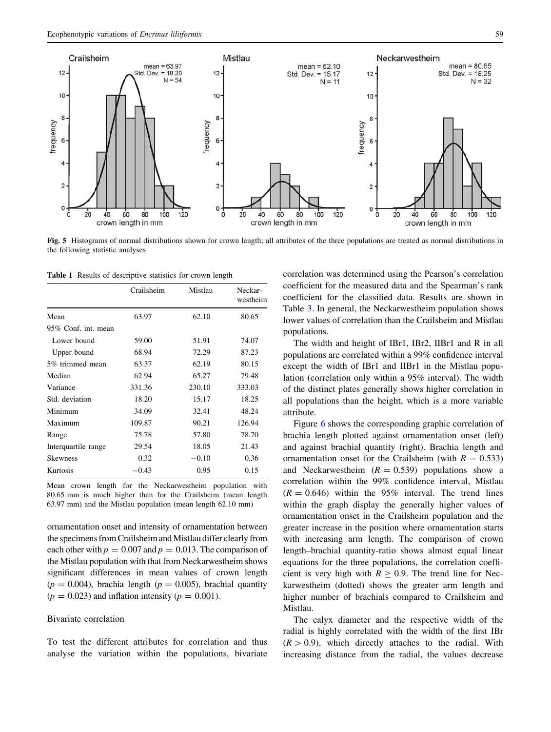**Fig. 5** Histograms of normal distributions shown for crown length; all attributes of the three populations are treated as normal distributions in the following statistic analyses

**Table 1** Results of descriptive statistics for crown length

| | Crailsheim | Mistlau | Neckar-westheim |
|---|---|---|---|
| Mean | 63.97 | 62.10 | 80.65 |
| 95% Conf. int. mean | | | |
| Lower bound | 59.00 | 51.91 | 74.07 |
| Upper bound | 68.94 | 72.29 | 87.23 |
| 5% trimmed mean | 63.37 | 62.19 | 80.15 |
| Median | 62.94 | 65.27 | 79.48 |
| Variance | 331.36 | 230.10 | 333.03 |
| Std. deviation | 18.20 | 15.17 | 18.25 |
| Minimum | 34.09 | 32.41 | 48.24 |
| Maximum | 109.87 | 90.21 | 126.94 |
| Range | 75.78 | 57.80 | 78.70 |
| Interquartile range | 29.54 | 18.05 | 21.43 |
| Skewness | 0.32 | −0.10 | 0.36 |
| Kurtosis | −0.43 | 0.95 | 0.15 |

Mean crown length for the Neckarwestheim population with 80.65 mm is much higher than for the Crailsheim (mean length 63.97 mm) and the Mistlau population (mean length 62.10 mm)

ornamentation onset and intensity of ornamentation between the specimens from Crailsheim and Mistlau differ clearly from each other with $p = 0.007$ and $p = 0.013$. The comparison of the Mistlau population with that from Neckarwestheim shows significant differences in mean values of crown length ($p = 0.004$), brachia length ($p = 0.005$), brachial quantity ($p = 0.023$) and inflation intensity ($p = 0.001$).

## Bivariate correlation

To test the different attributes for correlation and thus analyse the variation within the populations, bivariate correlation was determined using the Pearson's correlation coefficient for the measured data and the Spearman's rank coefficient for the classified data. Results are shown in Table 3. In general, the Neckarwestheim population shows lower values of correlation than the Crailsheim and Mistlau populations.

The width and height of IBr1, IBr2, IIBr1 and R in all populations are correlated within a 99% confidence interval except the width of IBr1 and IIBr1 in the Mistlau population (correlation only within a 95% interval). The width of the distinct plates generally shows higher correlation in all populations than the height, which is a more variable attribute.

Figure 6 shows the corresponding graphic correlation of brachia length plotted against ornamentation onset (left) and against brachial quantity (right). Brachia length and ornamentation onset for the Crailsheim (with $R = 0.533$) and Neckarwestheim ($R = 0.539$) populations show a correlation within the 99% confidence interval, Mistlau ($R = 0.646$) within the 95% interval. The trend lines within the graph display the generally higher values of ornamentation onset in the Crailsheim population and the greater increase in the position where ornamentation starts with increasing arm length. The comparison of crown length–brachial quantity-ratio shows almost equal linear equations for the three populations, the correlation coefficient is very high with $R \geq 0.9$. The trend line for Neckarwestheim (dotted) shows the greater arm length and higher number of brachials compared to Crailsheim and Mistlau.

The calyx diameter and the respective width of the radial is highly correlated with the width of the first IBr ($R > 0.9$), which directly attaches to the radial. With increasing distance from the radial, the values decrease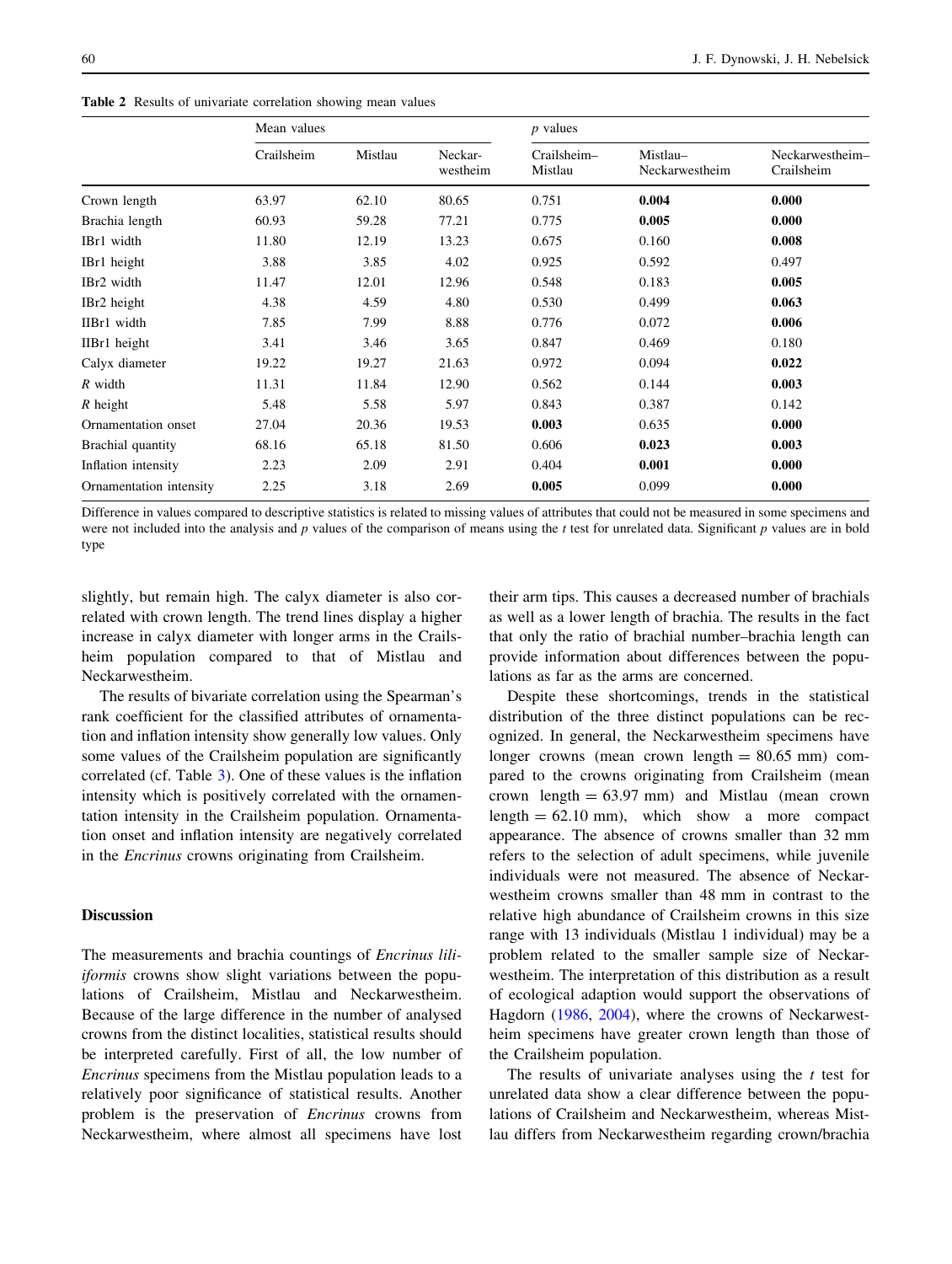**Table 2** Results of univariate correlation showing mean values

| | Mean values | | | *p* values | | |
|---|---|---|---|---|---|---|
| | Crailsheim | Mistlau | Neckar-westheim | Crailsheim–Mistlau | Mistlau–Neckarwestheim | Neckarwestheim–Crailsheim |
| Crown length | 63.97 | 62.10 | 80.65 | 0.751 | **0.004** | **0.000** |
| Brachia length | 60.93 | 59.28 | 77.21 | 0.775 | **0.005** | **0.000** |
| IBr1 width | 11.80 | 12.19 | 13.23 | 0.675 | 0.160 | **0.008** |
| IBr1 height | 3.88 | 3.85 | 4.02 | 0.925 | 0.592 | 0.497 |
| IBr2 width | 11.47 | 12.01 | 12.96 | 0.548 | 0.183 | **0.005** |
| IBr2 height | 4.38 | 4.59 | 4.80 | 0.530 | 0.499 | **0.063** |
| IIBr1 width | 7.85 | 7.99 | 8.88 | 0.776 | 0.072 | **0.006** |
| IIBr1 height | 3.41 | 3.46 | 3.65 | 0.847 | 0.469 | 0.180 |
| Calyx diameter | 19.22 | 19.27 | 21.63 | 0.972 | 0.094 | **0.022** |
| *R* width | 11.31 | 11.84 | 12.90 | 0.562 | 0.144 | **0.003** |
| *R* height | 5.48 | 5.58 | 5.97 | 0.843 | 0.387 | 0.142 |
| Ornamentation onset | 27.04 | 20.36 | 19.53 | **0.003** | 0.635 | **0.000** |
| Brachial quantity | 68.16 | 65.18 | 81.50 | 0.606 | **0.023** | **0.003** |
| Inflation intensity | 2.23 | 2.09 | 2.91 | 0.404 | **0.001** | **0.000** |
| Ornamentation intensity | 2.25 | 3.18 | 2.69 | **0.005** | 0.099 | **0.000** |

Difference in values compared to descriptive statistics is related to missing values of attributes that could not be measured in some specimens and were not included into the analysis and *p* values of the comparison of means using the *t* test for unrelated data. Significant *p* values are in bold type

slightly, but remain high. The calyx diameter is also correlated with crown length. The trend lines display a higher increase in calyx diameter with longer arms in the Crailsheim population compared to that of Mistlau and Neckarwestheim.

The results of bivariate correlation using the Spearman's rank coefficient for the classified attributes of ornamentation and inflation intensity show generally low values. Only some values of the Crailsheim population are significantly correlated (cf. Table 3). One of these values is the inflation intensity which is positively correlated with the ornamentation intensity in the Crailsheim population. Ornamentation onset and inflation intensity are negatively correlated in the *Encrinus* crowns originating from Crailsheim.

## Discussion

The measurements and brachia countings of *Encrinus liliiformis* crowns show slight variations between the populations of Crailsheim, Mistlau and Neckarwestheim. Because of the large difference in the number of analysed crowns from the distinct localities, statistical results should be interpreted carefully. First of all, the low number of *Encrinus* specimens from the Mistlau population leads to a relatively poor significance of statistical results. Another problem is the preservation of *Encrinus* crowns from Neckarwestheim, where almost all specimens have lost their arm tips. This causes a decreased number of brachials as well as a lower length of brachia. The results in the fact that only the ratio of brachial number–brachia length can provide information about differences between the populations as far as the arms are concerned.

Despite these shortcomings, trends in the statistical distribution of the three distinct populations can be recognized. In general, the Neckarwestheim specimens have longer crowns (mean crown length = 80.65 mm) compared to the crowns originating from Crailsheim (mean crown length = 63.97 mm) and Mistlau (mean crown length = 62.10 mm), which show a more compact appearance. The absence of crowns smaller than 32 mm refers to the selection of adult specimens, while juvenile individuals were not measured. The absence of Neckarwestheim crowns smaller than 48 mm in contrast to the relative high abundance of Crailsheim crowns in this size range with 13 individuals (Mistlau 1 individual) may be a problem related to the smaller sample size of Neckarwestheim. The interpretation of this distribution as a result of ecological adaption would support the observations of Hagdorn (1986, 2004), where the crowns of Neckarwestheim specimens have greater crown length than those of the Crailsheim population.

The results of univariate analyses using the *t* test for unrelated data show a clear difference between the populations of Crailsheim and Neckarwestheim, whereas Mistlau differs from Neckarwestheim regarding crown/brachia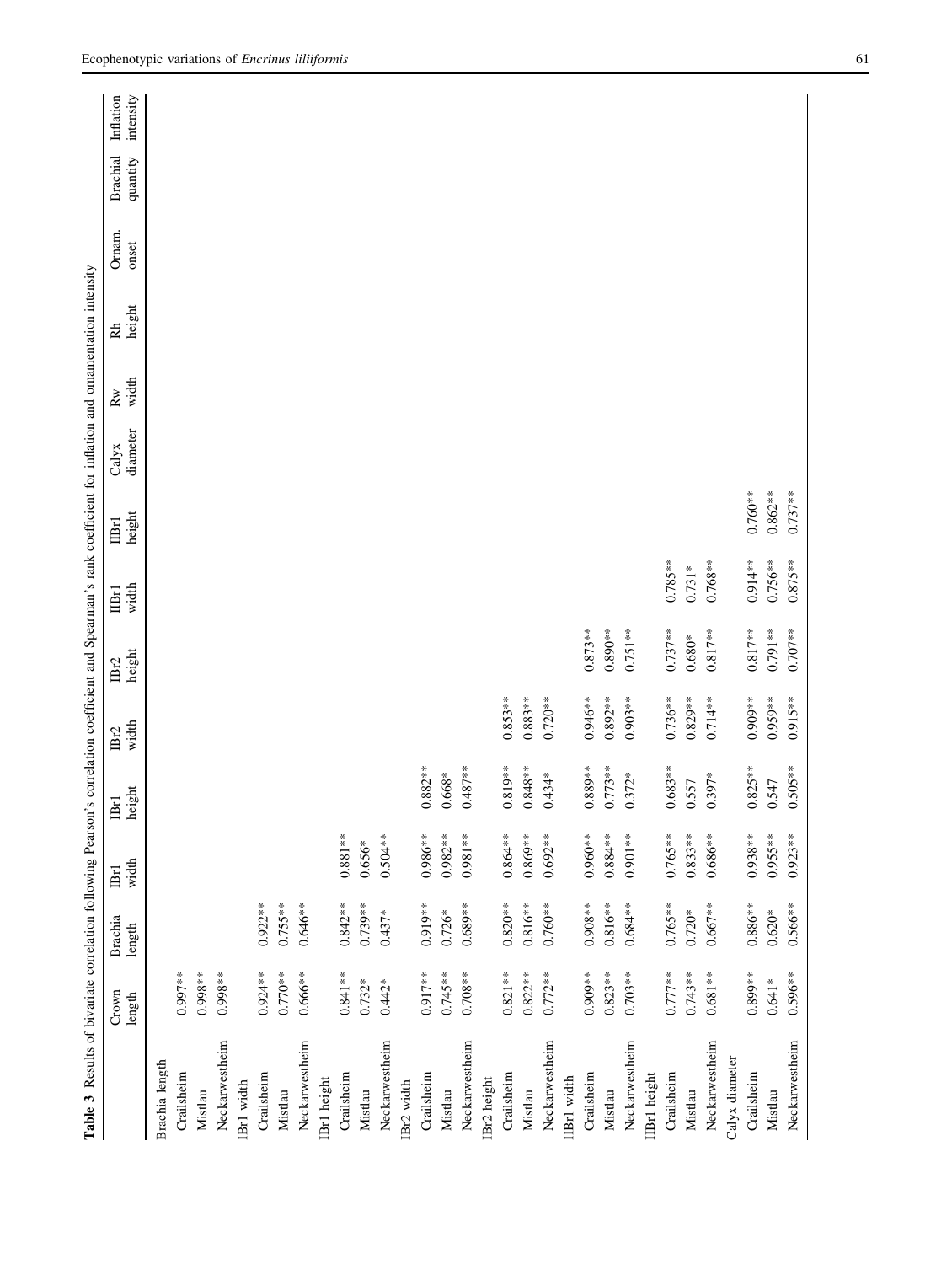**Table 3** Results of bivariate correlation following Pearson's correlation coefficient and Spearman's rank coefficient for inflation and ornamentation intensity

| | Crown length | Brachia length | IBr1 width | IBr1 height | IBr2 width | IBr2 height | IIBr1 width | IIBr1 height | Calyx diameter | Rw width | Rh height | Ornam. onset | Brachial quantity | Inflation intensity |
|---|---|---|---|---|---|---|---|---|---|---|---|---|---|---|
| Brachia length | | | | | | | | | | | | | | |
| Crailsheim | 0.997** | | | | | | | | | | | | | |
| Mistlau | 0.998** | | | | | | | | | | | | | |
| Neckarwestheim | 0.998** | | | | | | | | | | | | | |
| IBr1 width | | | | | | | | | | | | | | |
| Crailsheim | 0.924** | 0.922** | | | | | | | | | | | | |
| Mistlau | 0.770** | 0.755** | | | | | | | | | | | | |
| Neckarwestheim | 0.666** | 0.646** | | | | | | | | | | | | |
| IBr1 height | | | | | | | | | | | | | | |
| Crailsheim | 0.841** | 0.842** | 0.881** | | | | | | | | | | | |
| Mistlau | 0.732* | 0.739** | 0.656* | | | | | | | | | | | |
| Neckarwestheim | 0.442* | 0.437* | 0.504** | | | | | | | | | | | |
| IBr2 width | | | | | | | | | | | | | | |
| Crailsheim | 0.917** | 0.919** | 0.986** | 0.882** | | | | | | | | | | |
| Mistlau | 0.745** | 0.726* | 0.982** | 0.668* | | | | | | | | | | |
| Neckarwestheim | 0.708** | 0.689** | 0.981** | 0.487** | | | | | | | | | | |
| IBr2 height | | | | | | | | | | | | | | |
| Crailsheim | 0.821** | 0.820** | 0.864** | 0.819** | 0.853** | | | | | | | | | |
| Mistlau | 0.822** | 0.816** | 0.869** | 0.848** | 0.883** | | | | | | | | | |
| Neckarwestheim | 0.772** | 0.760** | 0.692** | 0.434* | 0.720** | | | | | | | | | |
| IIBr1 width | | | | | | | | | | | | | | |
| Crailsheim | 0.909** | 0.908** | 0.960** | 0.889** | 0.946** | 0.873** | | | | | | | | |
| Mistlau | 0.823** | 0.816** | 0.884** | 0.773** | 0.892** | 0.890** | | | | | | | | |
| Neckarwestheim | 0.703** | 0.684** | 0.901** | 0.372* | 0.903** | 0.751** | | | | | | | | |
| IIBr1 height | | | | | | | | | | | | | | |
| Crailsheim | 0.777** | 0.765** | 0.765** | 0.683** | 0.736** | 0.737** | 0.785** | | | | | | | |
| Mistlau | 0.743** | 0.720* | 0.833** | 0.557 | 0.829** | 0.680* | 0.731* | | | | | | | |
| Neckarwestheim | 0.681** | 0.667** | 0.686** | 0.397* | 0.714** | 0.817** | 0.768** | | | | | | | |
| Calyx diameter | | | | | | | | | | | | | | |
| Crailsheim | 0.899** | 0.886** | 0.938** | 0.825** | 0.909** | 0.817** | 0.914** | 0.760** | | | | | | |
| Mistlau | 0.641* | 0.620* | 0.955** | 0.547 | 0.959** | 0.791** | 0.756** | 0.862** | | | | | | |
| Neckarwestheim | 0.596** | 0.566** | 0.923** | 0.505** | 0.915** | 0.707** | 0.875** | 0.737** | | | | | | |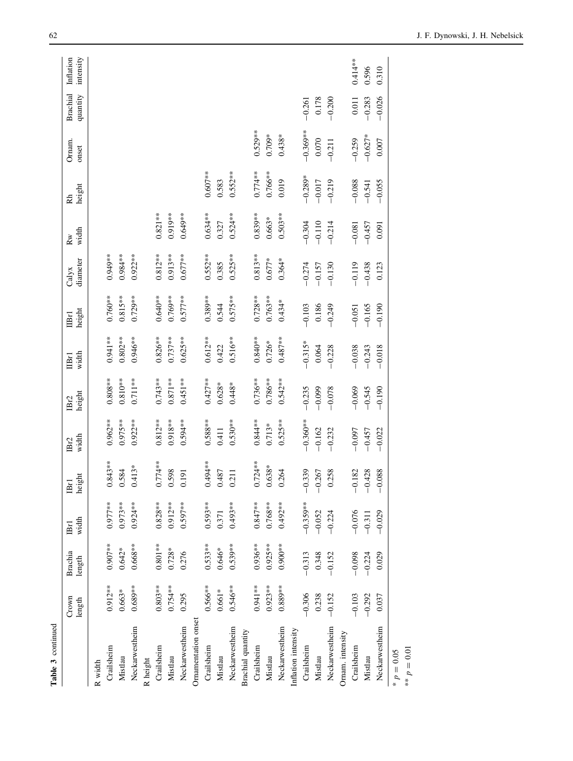Table 3 continued

| | Crown length | Brachia length | IBr1 width | IBr1 height | IBr2 width | IBr2 height | IIBr1 width | IIBr1 height | Calyx diameter | Rw width | Rh height | Ornam. onset | Brachial quantity | Inflation intensity |
|---|---|---|---|---|---|---|---|---|---|---|---|---|---|---|
| R width | | | | | | | | | | | | | | |
| Crailsheim | 0.912** | 0.907** | 0.977** | 0.843** | 0.962** | 0.808** | 0.941** | 0.760** | 0.949** | | | | | |
| Mistlau | 0.663* | 0.642* | 0.973** | 0.584 | 0.975** | 0.810** | 0.802** | 0.815** | 0.984** | | | | | |
| Neckarwestheim | 0.689** | 0.668** | 0.924** | 0.413* | 0.922** | 0.711** | 0.946** | 0.729** | 0.922** | | | | | |
| R height | | | | | | | | | | | | | | |
| Crailsheim | 0.803** | 0.801** | 0.828** | 0.774** | 0.812** | 0.743** | 0.826** | 0.640** | 0.812** | 0.821** | | | | |
| Mistlau | 0.754** | 0.728* | 0.912** | 0.598 | 0.918** | 0.871** | 0.737** | 0.769** | 0.913** | 0.919** | | | | |
| Neckarwestheim | 0.295 | 0.276 | 0.597** | 0.191 | 0.594** | 0.451** | 0.625** | 0.577** | 0.677** | 0.649** | | | | |
| Ornamentation onset | | | | | | | | | | | | | | |
| Crailsheim | 0.566** | 0.533** | 0.593** | 0.494** | 0.588** | 0.427** | 0.612** | 0.389** | 0.552** | 0.634** | 0.607** | | | |
| Mistlau | 0.661* | 0.646* | 0.371 | 0.487 | 0.411 | 0.628* | 0.422 | 0.544 | 0.385 | 0.327 | 0.583 | | | |
| Neckarwestheim | 0.546** | 0.539** | 0.493** | 0.211 | 0.530** | 0.448* | 0.516** | 0.575** | 0.525** | 0.524** | 0.552** | | | |
| Brachial quantity | | | | | | | | | | | | | | |
| Crailsheim | 0.941** | 0.936** | 0.847** | 0.724** | 0.844** | 0.736** | 0.840** | 0.728** | 0.813** | 0.839** | 0.774** | 0.529** | | |
| Mistlau | 0.923** | 0.925** | 0.768** | 0.638* | 0.713* | 0.786** | 0.726* | 0.763** | 0.677* | 0.663* | 0.766** | 0.709* | | |
| Neckarwestheim | 0.889** | 0.900** | 0.492** | 0.264 | 0.525** | 0.542** | 0.487** | 0.434* | 0.364* | 0.503** | 0.019 | 0.438* | | |
| Inflation intensity | | | | | | | | | | | | | | |
| Crailsheim | −0.306 | −0.313 | −0.359** | −0.339 | −0.360** | −0.235 | −0.315* | −0.103 | −0.274 | −0.304 | −0.289* | −0.369** | −0.261 | |
| Mistlau | 0.238 | 0.348 | −0.052 | −0.267 | −0.162 | −0.099 | 0.064 | 0.186 | −0.157 | −0.110 | −0.017 | 0.070 | 0.178 | |
| Neckarwestheim | −0.152 | −0.152 | −0.224 | 0.258 | −0.232 | −0.078 | −0.228 | −0.249 | −0.130 | −0.214 | −0.219 | −0.211 | −0.200 | |
| Ornam. intensity | | | | | | | | | | | | | | |
| Crailsheim | −0.103 | −0.098 | −0.076 | −0.182 | −0.097 | −0.069 | −0.038 | −0.051 | −0.119 | −0.081 | −0.088 | −0.259 | 0.011 | 0.414** |
| Mistlau | −0.292 | −0.224 | −0.311 | −0.428 | −0.457 | −0.545 | −0.243 | −0.165 | −0.438 | −0.457 | −0.541 | −0.627* | −0.283 | 0.596 |
| Neckarwestheim | 0.037 | 0.029 | −0.029 | −0.088 | −0.022 | −0.190 | −0.018 | −0.190 | 0.123 | 0.091 | −0.055 | 0.007 | −0.026 | 0.310 |

* $p = 0.05$

** $p = 0.01$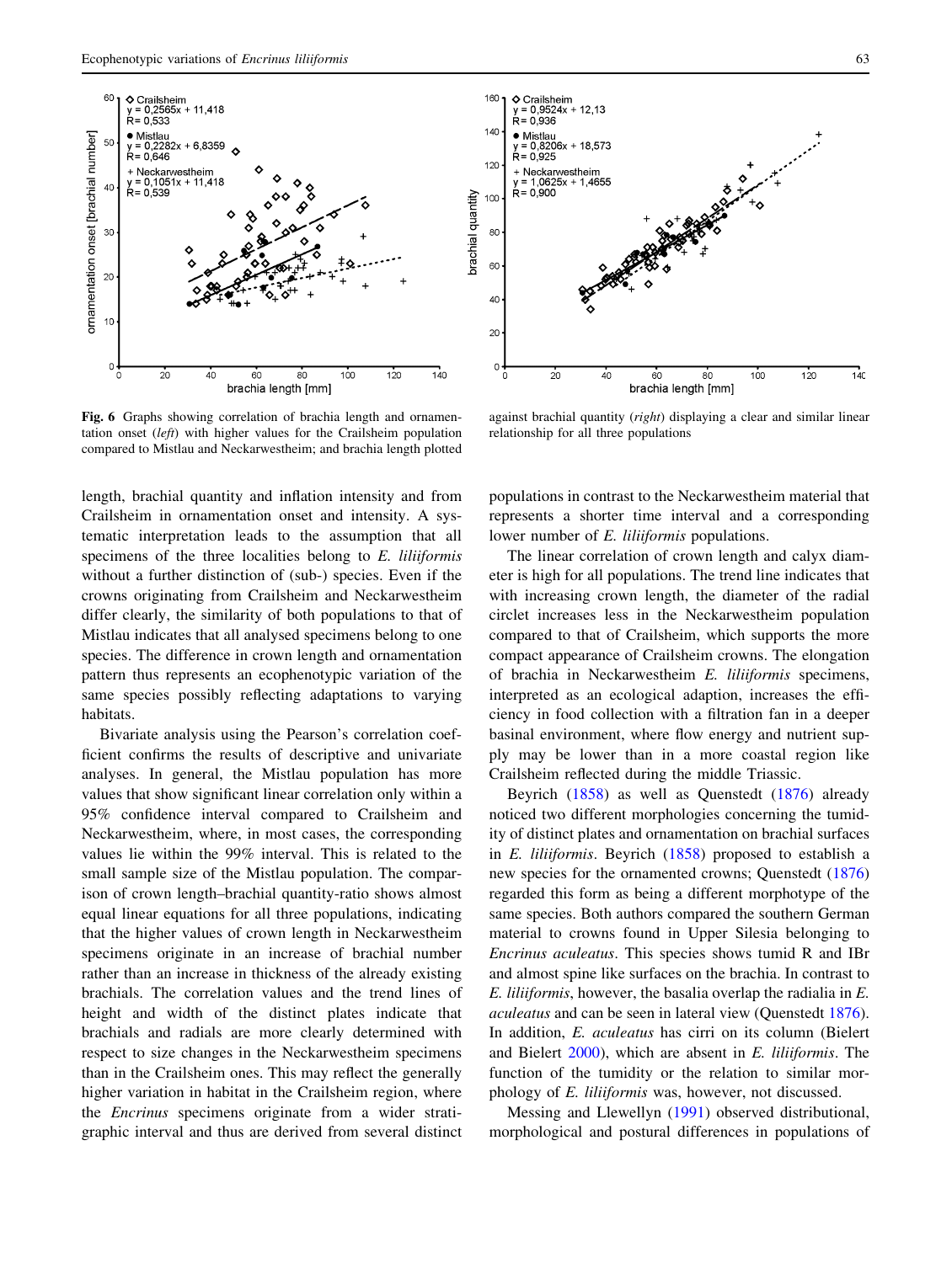**Fig. 6** Graphs showing correlation of brachia length and ornamentation onset (*left*) with higher values for the Crailsheim population compared to Mistlau and Neckarwestheim; and brachia length plotted against brachial quantity (*right*) displaying a clear and similar linear relationship for all three populations

length, brachial quantity and inflation intensity and from Crailsheim in ornamentation onset and intensity. A systematic interpretation leads to the assumption that all specimens of the three localities belong to *E. liliiformis* without a further distinction of (sub-) species. Even if the crowns originating from Crailsheim and Neckarwestheim differ clearly, the similarity of both populations to that of Mistlau indicates that all analysed specimens belong to one species. The difference in crown length and ornamentation pattern thus represents an ecophenotypic variation of the same species possibly reflecting adaptations to varying habitats.

Bivariate analysis using the Pearson's correlation coefficient confirms the results of descriptive and univariate analyses. In general, the Mistlau population has more values that show significant linear correlation only within a 95% confidence interval compared to Crailsheim and Neckarwestheim, where, in most cases, the corresponding values lie within the 99% interval. This is related to the small sample size of the Mistlau population. The comparison of crown length–brachial quantity-ratio shows almost equal linear equations for all three populations, indicating that the higher values of crown length in Neckarwestheim specimens originate in an increase of brachial number rather than an increase in thickness of the already existing brachials. The correlation values and the trend lines of height and width of the distinct plates indicate that brachials and radials are more clearly determined with respect to size changes in the Neckarwestheim specimens than in the Crailsheim ones. This may reflect the generally higher variation in habitat in the Crailsheim region, where the *Encrinus* specimens originate from a wider stratigraphic interval and thus are derived from several distinct populations in contrast to the Neckarwestheim material that represents a shorter time interval and a corresponding lower number of *E. liliiformis* populations.

The linear correlation of crown length and calyx diameter is high for all populations. The trend line indicates that with increasing crown length, the diameter of the radial circlet increases less in the Neckarwestheim population compared to that of Crailsheim, which supports the more compact appearance of Crailsheim crowns. The elongation of brachia in Neckarwestheim *E. liliiformis* specimens, interpreted as an ecological adaption, increases the efficiency in food collection with a filtration fan in a deeper basinal environment, where flow energy and nutrient supply may be lower than in a more coastal region like Crailsheim reflected during the middle Triassic.

Beyrich (1858) as well as Quenstedt (1876) already noticed two different morphologies concerning the tumidity of distinct plates and ornamentation on brachial surfaces in *E. liliiformis*. Beyrich (1858) proposed to establish a new species for the ornamented crowns; Quenstedt (1876) regarded this form as being a different morphotype of the same species. Both authors compared the southern German material to crowns found in Upper Silesia belonging to *Encrinus aculeatus*. This species shows tumid R and IBr and almost spine like surfaces on the brachia. In contrast to *E. liliiformis*, however, the basalia overlap the radialia in *E. aculeatus* and can be seen in lateral view (Quenstedt 1876). In addition, *E. aculeatus* has cirri on its column (Bielert and Bielert 2000), which are absent in *E. liliiformis*. The function of the tumidity or the relation to similar morphology of *E. liliiformis* was, however, not discussed.

Messing and Llewellyn (1991) observed distributional, morphological and postural differences in populations of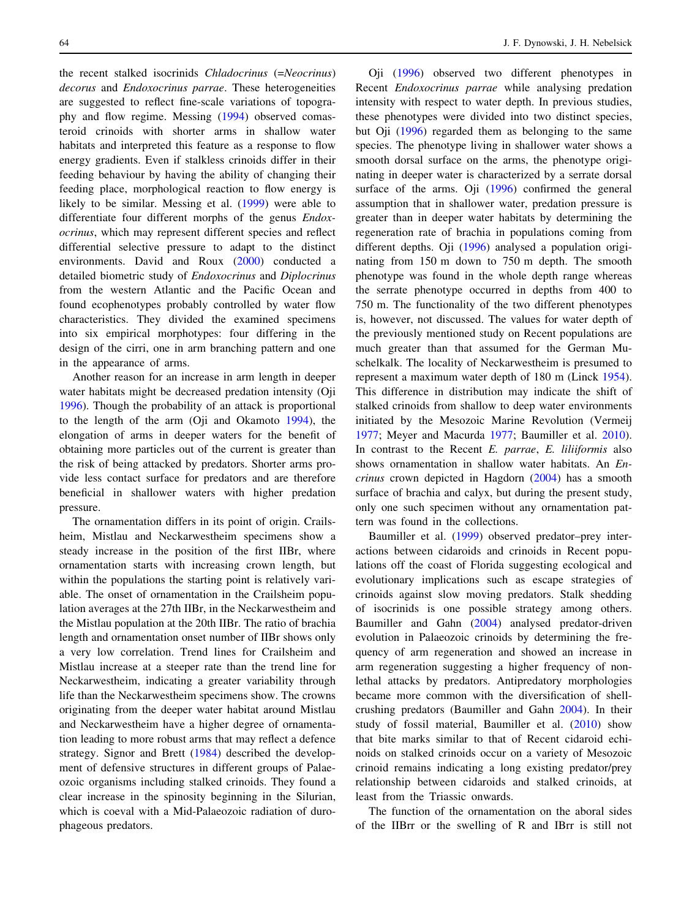the recent stalked isocrinids *Chladocrinus* (=*Neocrinus*) *decorus* and *Endoxocrinus parrae*. These heterogeneities are suggested to reflect fine-scale variations of topography and flow regime. Messing (1994) observed comasteroid crinoids with shorter arms in shallow water habitats and interpreted this feature as a response to flow energy gradients. Even if stalkless crinoids differ in their feeding behaviour by having the ability of changing their feeding place, morphological reaction to flow energy is likely to be similar. Messing et al. (1999) were able to differentiate four different morphs of the genus *Endoxocrinus*, which may represent different species and reflect differential selective pressure to adapt to the distinct environments. David and Roux (2000) conducted a detailed biometric study of *Endoxocrinus* and *Diplocrinus* from the western Atlantic and the Pacific Ocean and found ecophenotypes probably controlled by water flow characteristics. They divided the examined specimens into six empirical morphotypes: four differing in the design of the cirri, one in arm branching pattern and one in the appearance of arms.

Another reason for an increase in arm length in deeper water habitats might be decreased predation intensity (Oji 1996). Though the probability of an attack is proportional to the length of the arm (Oji and Okamoto 1994), the elongation of arms in deeper waters for the benefit of obtaining more particles out of the current is greater than the risk of being attacked by predators. Shorter arms provide less contact surface for predators and are therefore beneficial in shallower waters with higher predation pressure.

The ornamentation differs in its point of origin. Crailsheim, Mistlau and Neckarwestheim specimens show a steady increase in the position of the first IIBr, where ornamentation starts with increasing crown length, but within the populations the starting point is relatively variable. The onset of ornamentation in the Crailsheim population averages at the 27th IIBr, in the Neckarwestheim and the Mistlau population at the 20th IIBr. The ratio of brachia length and ornamentation onset number of IIBr shows only a very low correlation. Trend lines for Crailsheim and Mistlau increase at a steeper rate than the trend line for Neckarwestheim, indicating a greater variability through life than the Neckarwestheim specimens show. The crowns originating from the deeper water habitat around Mistlau and Neckarwestheim have a higher degree of ornamentation leading to more robust arms that may reflect a defence strategy. Signor and Brett (1984) described the development of defensive structures in different groups of Palaeozoic organisms including stalked crinoids. They found a clear increase in the spinosity beginning in the Silurian, which is coeval with a Mid-Palaeozoic radiation of durophageous predators.

Oji (1996) observed two different phenotypes in Recent *Endoxocrinus parrae* while analysing predation intensity with respect to water depth. In previous studies, these phenotypes were divided into two distinct species, but Oji (1996) regarded them as belonging to the same species. The phenotype living in shallower water shows a smooth dorsal surface on the arms, the phenotype originating in deeper water is characterized by a serrate dorsal surface of the arms. Oji (1996) confirmed the general assumption that in shallower water, predation pressure is greater than in deeper water habitats by determining the regeneration rate of brachia in populations coming from different depths. Oji (1996) analysed a population originating from 150 m down to 750 m depth. The smooth phenotype was found in the whole depth range whereas the serrate phenotype occurred in depths from 400 to 750 m. The functionality of the two different phenotypes is, however, not discussed. The values for water depth of the previously mentioned study on Recent populations are much greater than that assumed for the German Muschelkalk. The locality of Neckarwestheim is presumed to represent a maximum water depth of 180 m (Linck 1954). This difference in distribution may indicate the shift of stalked crinoids from shallow to deep water environments initiated by the Mesozoic Marine Revolution (Vermeij 1977; Meyer and Macurda 1977; Baumiller et al. 2010). In contrast to the Recent *E. parrae*, *E. liliiformis* also shows ornamentation in shallow water habitats. An *Encrinus* crown depicted in Hagdorn (2004) has a smooth surface of brachia and calyx, but during the present study, only one such specimen without any ornamentation pattern was found in the collections.

Baumiller et al. (1999) observed predator–prey interactions between cidaroids and crinoids in Recent populations off the coast of Florida suggesting ecological and evolutionary implications such as escape strategies of crinoids against slow moving predators. Stalk shedding of isocrinids is one possible strategy among others. Baumiller and Gahn (2004) analysed predator-driven evolution in Palaeozoic crinoids by determining the frequency of arm regeneration and showed an increase in arm regeneration suggesting a higher frequency of non-lethal attacks by predators. Antipredatory morphologies became more common with the diversification of shell-crushing predators (Baumiller and Gahn 2004). In their study of fossil material, Baumiller et al. (2010) show that bite marks similar to that of Recent cidaroid echinoids on stalked crinoids occur on a variety of Mesozoic crinoid remains indicating a long existing predator/prey relationship between cidaroids and stalked crinoids, at least from the Triassic onwards.

The function of the ornamentation on the aboral sides of the IIBrr or the swelling of R and IBrr is still not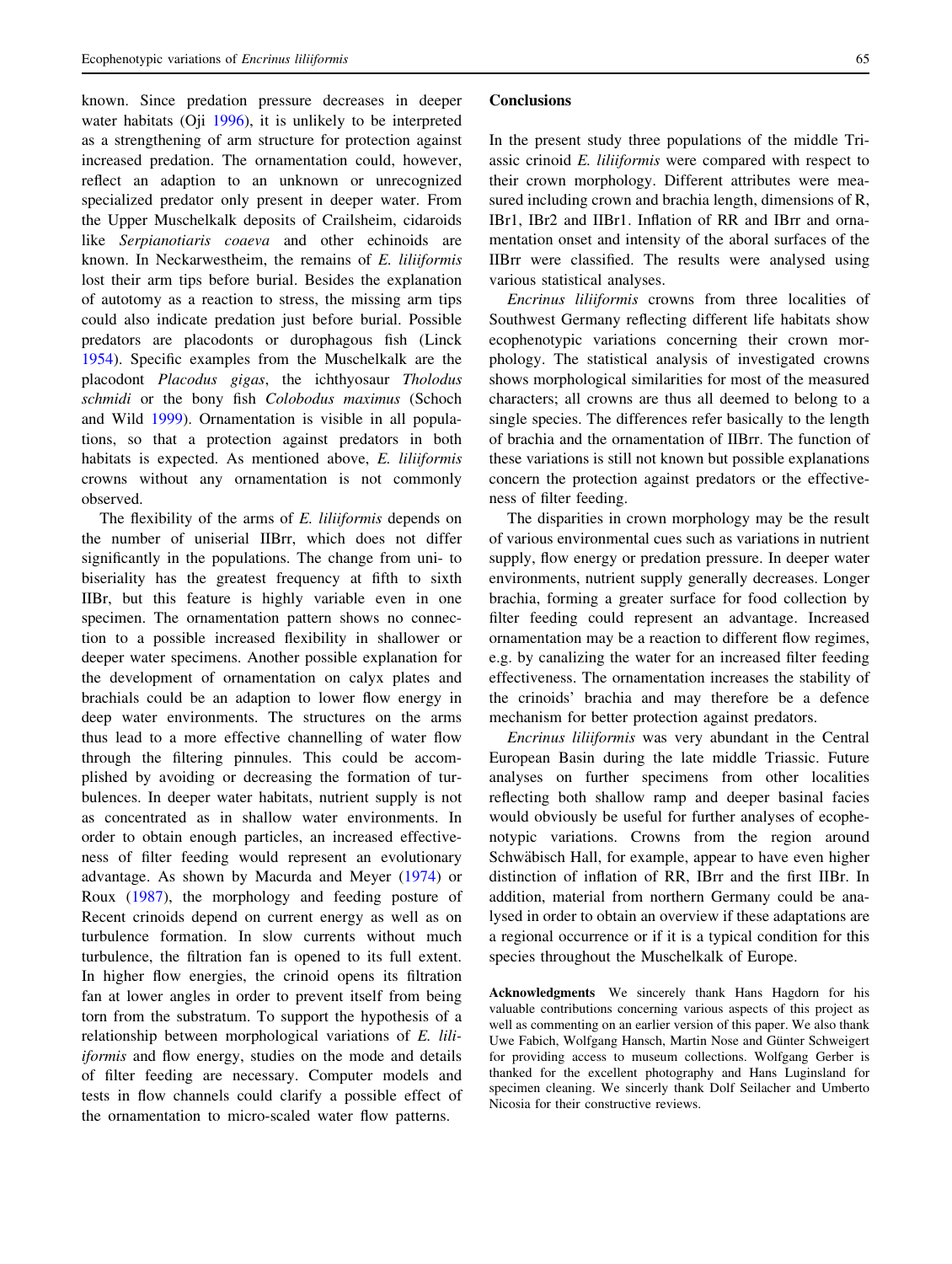known. Since predation pressure decreases in deeper water habitats (Oji 1996), it is unlikely to be interpreted as a strengthening of arm structure for protection against increased predation. The ornamentation could, however, reflect an adaption to an unknown or unrecognized specialized predator only present in deeper water. From the Upper Muschelkalk deposits of Crailsheim, cidaroids like *Serpianotiaris coaeva* and other echinoids are known. In Neckarwestheim, the remains of *E. liliiformis* lost their arm tips before burial. Besides the explanation of autotomy as a reaction to stress, the missing arm tips could also indicate predation just before burial. Possible predators are placodonts or durophagous fish (Linck 1954). Specific examples from the Muschelkalk are the placodont *Placodus gigas*, the ichthyosaur *Tholodus schmidi* or the bony fish *Colobodus maximus* (Schoch and Wild 1999). Ornamentation is visible in all populations, so that a protection against predators in both habitats is expected. As mentioned above, *E. liliiformis* crowns without any ornamentation is not commonly observed.

The flexibility of the arms of *E. liliiformis* depends on the number of uniserial IIBrr, which does not differ significantly in the populations. The change from uni- to biseriality has the greatest frequency at fifth to sixth IIBr, but this feature is highly variable even in one specimen. The ornamentation pattern shows no connection to a possible increased flexibility in shallower or deeper water specimens. Another possible explanation for the development of ornamentation on calyx plates and brachials could be an adaption to lower flow energy in deep water environments. The structures on the arms thus lead to a more effective channelling of water flow through the filtering pinnules. This could be accomplished by avoiding or decreasing the formation of turbulences. In deeper water habitats, nutrient supply is not as concentrated as in shallow water environments. In order to obtain enough particles, an increased effectiveness of filter feeding would represent an evolutionary advantage. As shown by Macurda and Meyer (1974) or Roux (1987), the morphology and feeding posture of Recent crinoids depend on current energy as well as on turbulence formation. In slow currents without much turbulence, the filtration fan is opened to its full extent. In higher flow energies, the crinoid opens its filtration fan at lower angles in order to prevent itself from being torn from the substratum. To support the hypothesis of a relationship between morphological variations of *E. liliiformis* and flow energy, studies on the mode and details of filter feeding are necessary. Computer models and tests in flow channels could clarify a possible effect of the ornamentation to micro-scaled water flow patterns.

## Conclusions

In the present study three populations of the middle Triassic crinoid *E. liliiformis* were compared with respect to their crown morphology. Different attributes were measured including crown and brachia length, dimensions of R, IBr1, IBr2 and IIBr1. Inflation of RR and IBrr and ornamentation onset and intensity of the aboral surfaces of the IIBrr were classified. The results were analysed using various statistical analyses.

*Encrinus liliiformis* crowns from three localities of Southwest Germany reflecting different life habitats show ecophenotypic variations concerning their crown morphology. The statistical analysis of investigated crowns shows morphological similarities for most of the measured characters; all crowns are thus all deemed to belong to a single species. The differences refer basically to the length of brachia and the ornamentation of IIBrr. The function of these variations is still not known but possible explanations concern the protection against predators or the effectiveness of filter feeding.

The disparities in crown morphology may be the result of various environmental cues such as variations in nutrient supply, flow energy or predation pressure. In deeper water environments, nutrient supply generally decreases. Longer brachia, forming a greater surface for food collection by filter feeding could represent an advantage. Increased ornamentation may be a reaction to different flow regimes, e.g. by canalizing the water for an increased filter feeding effectiveness. The ornamentation increases the stability of the crinoids' brachia and may therefore be a defence mechanism for better protection against predators.

*Encrinus liliiformis* was very abundant in the Central European Basin during the late middle Triassic. Future analyses on further specimens from other localities reflecting both shallow ramp and deeper basinal facies would obviously be useful for further analyses of ecophenotypic variations. Crowns from the region around Schwäbisch Hall, for example, appear to have even higher distinction of inflation of RR, IBrr and the first IIBr. In addition, material from northern Germany could be analysed in order to obtain an overview if these adaptations are a regional occurrence or if it is a typical condition for this species throughout the Muschelkalk of Europe.

**Acknowledgments** We sincerely thank Hans Hagdorn for his valuable contributions concerning various aspects of this project as well as commenting on an earlier version of this paper. We also thank Uwe Fabich, Wolfgang Hansch, Martin Nose and Günter Schweigert for providing access to museum collections. Wolfgang Gerber is thanked for the excellent photography and Hans Luginsland for specimen cleaning. We sincerly thank Dolf Seilacher and Umberto Nicosia for their constructive reviews.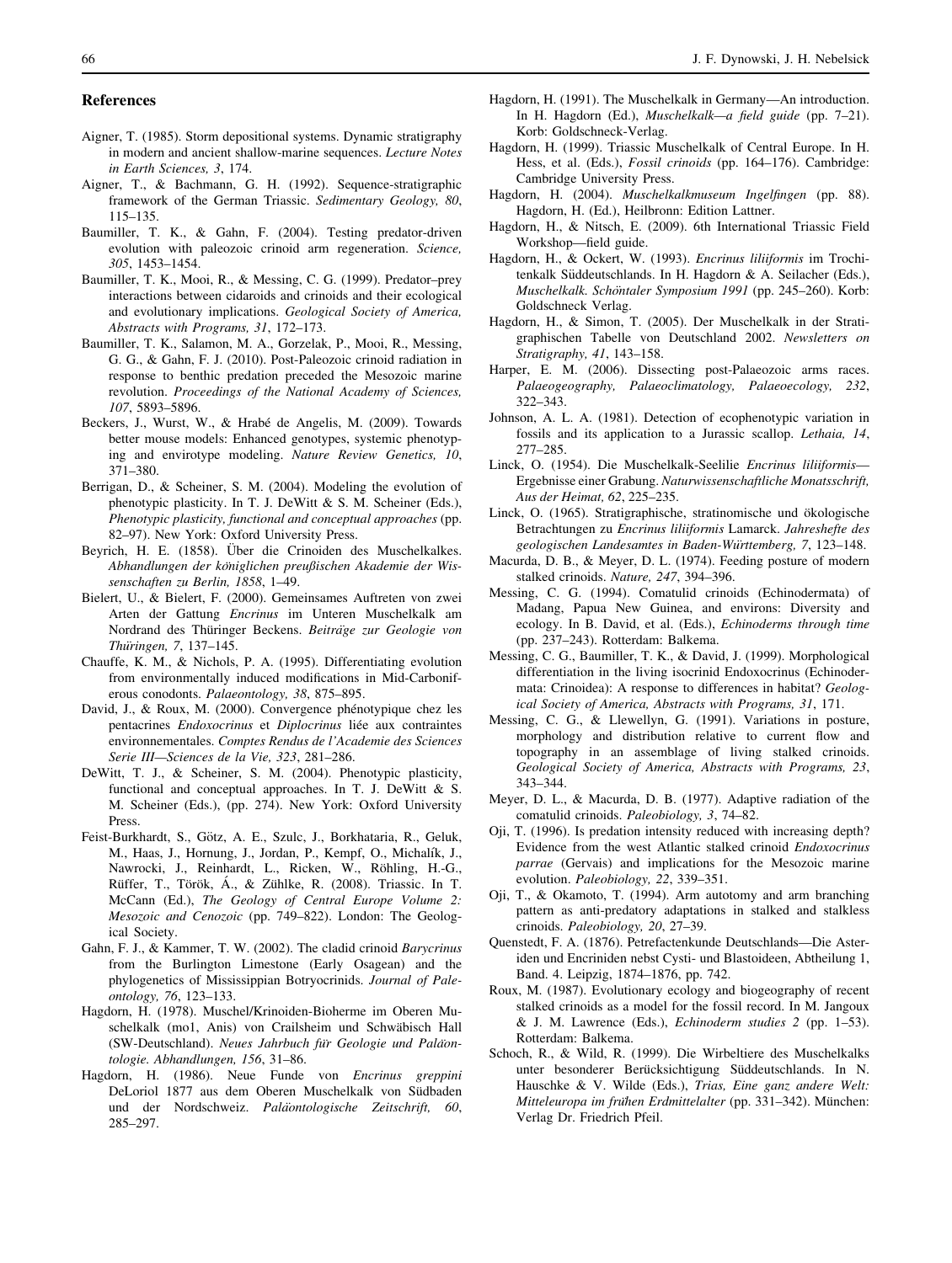## References

Aigner, T. (1985). Storm depositional systems. Dynamic stratigraphy in modern and ancient shallow-marine sequences. *Lecture Notes in Earth Sciences, 3*, 174.

Aigner, T., & Bachmann, G. H. (1992). Sequence-stratigraphic framework of the German Triassic. *Sedimentary Geology, 80*, 115–135.

Baumiller, T. K., & Gahn, F. (2004). Testing predator-driven evolution with paleozoic crinoid arm regeneration. *Science, 305*, 1453–1454.

Baumiller, T. K., Mooi, R., & Messing, C. G. (1999). Predator–prey interactions between cidaroids and crinoids and their ecological and evolutionary implications. *Geological Society of America, Abstracts with Programs, 31*, 172–173.

Baumiller, T. K., Salamon, M. A., Gorzelak, P., Mooi, R., Messing, G. G., & Gahn, F. J. (2010). Post-Paleozoic crinoid radiation in response to benthic predation preceded the Mesozoic marine revolution. *Proceedings of the National Academy of Sciences, 107*, 5893–5896.

Beckers, J., Wurst, W., & Hrabé de Angelis, M. (2009). Towards better mouse models: Enhanced genotypes, systemic phenotyping and envirotype modeling. *Nature Review Genetics, 10*, 371–380.

Berrigan, D., & Scheiner, S. M. (2004). Modeling the evolution of phenotypic plasticity. In T. J. DeWitt & S. M. Scheiner (Eds.), *Phenotypic plasticity, functional and conceptual approaches* (pp. 82–97). New York: Oxford University Press.

Beyrich, H. E. (1858). Über die Crinoiden des Muschelkalkes. *Abhandlungen der königlichen preußischen Akademie der Wissenschaften zu Berlin, 1858*, 1–49.

Bielert, U., & Bielert, F. (2000). Gemeinsames Auftreten von zwei Arten der Gattung *Encrinus* im Unteren Muschelkalk am Nordrand des Thüringer Beckens. *Beiträge zur Geologie von Thüringen, 7*, 137–145.

Chauffe, K. M., & Nichols, P. A. (1995). Differentiating evolution from environmentally induced modifications in Mid-Carboniferous conodonts. *Palaeontology, 38*, 875–895.

David, J., & Roux, M. (2000). Convergence phénotypique chez les pentacrines *Endoxocrinus* et *Diplocrinus* liée aux contraintes environnementales. *Comptes Rendus de l'Academie des Sciences Serie III—Sciences de la Vie, 323*, 281–286.

DeWitt, T. J., & Scheiner, S. M. (2004). Phenotypic plasticity, functional and conceptual approaches. In T. J. DeWitt & S. M. Scheiner (Eds.), (pp. 274). New York: Oxford University Press.

Feist-Burkhardt, S., Götz, A. E., Szulc, J., Borkhataria, R., Geluk, M., Haas, J., Hornung, J., Jordan, P., Kempf, O., Michalík, J., Nawrocki, J., Reinhardt, L., Ricken, W., Röhling, H.-G., Rüffer, T., Török, Á., & Zühlke, R. (2008). Triassic. In T. McCann (Ed.), *The Geology of Central Europe Volume 2: Mesozoic and Cenozoic* (pp. 749–822). London: The Geological Society.

Gahn, F. J., & Kammer, T. W. (2002). The cladid crinoid *Barycrinus* from the Burlington Limestone (Early Osagean) and the phylogenetics of Mississippian Botryocrinids. *Journal of Paleontology, 76*, 123–133.

Hagdorn, H. (1978). Muschel/Krinoiden-Bioherme im Oberen Muschelkalk (mo1, Anis) von Crailsheim und Schwäbisch Hall (SW-Deutschland). *Neues Jahrbuch für Geologie und Paläontologie. Abhandlungen, 156*, 31–86.

Hagdorn, H. (1986). Neue Funde von *Encrinus greppini* DeLoriol 1877 aus dem Oberen Muschelkalk von Südbaden und der Nordschweiz. *Paläontologische Zeitschrift, 60*, 285–297.

Hagdorn, H. (1991). The Muschelkalk in Germany—An introduction. In H. Hagdorn (Ed.), *Muschelkalk—a field guide* (pp. 7–21). Korb: Goldschneck-Verlag.

Hagdorn, H. (1999). Triassic Muschelkalk of Central Europe. In H. Hess, et al. (Eds.), *Fossil crinoids* (pp. 164–176). Cambridge: Cambridge University Press.

Hagdorn, H. (2004). *Muschelkalkmuseum Ingelfingen* (pp. 88). Hagdorn, H. (Ed.), Heilbronn: Edition Lattner.

Hagdorn, H., & Nitsch, E. (2009). 6th International Triassic Field Workshop—field guide.

Hagdorn, H., & Ockert, W. (1993). *Encrinus liliiformis* im Trochitenkalk Süddeutschlands. In H. Hagdorn & A. Seilacher (Eds.), *Muschelkalk. Schöntaler Symposium 1991* (pp. 245–260). Korb: Goldschneck Verlag.

Hagdorn, H., & Simon, T. (2005). Der Muschelkalk in der Stratigraphischen Tabelle von Deutschland 2002. *Newsletters on Stratigraphy, 41*, 143–158.

Harper, E. M. (2006). Dissecting post-Palaeozoic arms races. *Palaeogeography, Palaeoclimatology, Palaeoecology, 232*, 322–343.

Johnson, A. L. A. (1981). Detection of ecophenotypic variation in fossils and its application to a Jurassic scallop. *Lethaia, 14*, 277–285.

Linck, O. (1954). Die Muschelkalk-Seelilie *Encrinus liliiformis*—Ergebnisse einer Grabung. *Naturwissenschaftliche Monatsschrift, Aus der Heimat, 62*, 225–235.

Linck, O. (1965). Stratigraphische, stratinomische und ökologische Betrachtungen zu *Encrinus liliiformis* Lamarck. *Jahreshefte des geologischen Landesamtes in Baden-Württemberg, 7*, 123–148.

Macurda, D. B., & Meyer, D. L. (1974). Feeding posture of modern stalked crinoids. *Nature, 247*, 394–396.

Messing, C. G. (1994). Comatulid crinoids (Echinodermata) of Madang, Papua New Guinea, and environs: Diversity and ecology. In B. David, et al. (Eds.), *Echinoderms through time* (pp. 237–243). Rotterdam: Balkema.

Messing, C. G., Baumiller, T. K., & David, J. (1999). Morphological differentiation in the living isocrinid Endoxocrinus (Echinodermata: Crinoidea): A response to differences in habitat? *Geological Society of America, Abstracts with Programs, 31*, 171.

Messing, C. G., & Llewellyn, G. (1991). Variations in posture, morphology and distribution relative to current flow and topography in an assemblage of living stalked crinoids. *Geological Society of America, Abstracts with Programs, 23*, 343–344.

Meyer, D. L., & Macurda, D. B. (1977). Adaptive radiation of the comatulid crinoids. *Paleobiology, 3*, 74–82.

Oji, T. (1996). Is predation intensity reduced with increasing depth? Evidence from the west Atlantic stalked crinoid *Endoxocrinus parrae* (Gervais) and implications for the Mesozoic marine evolution. *Paleobiology, 22*, 339–351.

Oji, T., & Okamoto, T. (1994). Arm autotomy and arm branching pattern as anti-predatory adaptations in stalked and stalkless crinoids. *Paleobiology, 20*, 27–39.

Quenstedt, F. A. (1876). Petrefactenkunde Deutschlands—Die Asteriden und Encriniden nebst Cysti- und Blastoideen, Abtheilung 1, Band. 4. Leipzig, 1874–1876, pp. 742.

Roux, M. (1987). Evolutionary ecology and biogeography of recent stalked crinoids as a model for the fossil record. In M. Jangoux & J. M. Lawrence (Eds.), *Echinoderm studies 2* (pp. 1–53). Rotterdam: Balkema.

Schoch, R., & Wild, R. (1999). Die Wirbeltiere des Muschelkalks unter besonderer Berücksichtigung Süddeutschlands. In N. Hauschke & V. Wilde (Eds.), *Trias, Eine ganz andere Welt: Mitteleuropa im frühen Erdmittelalter* (pp. 331–342). München: Verlag Dr. Friedrich Pfeil.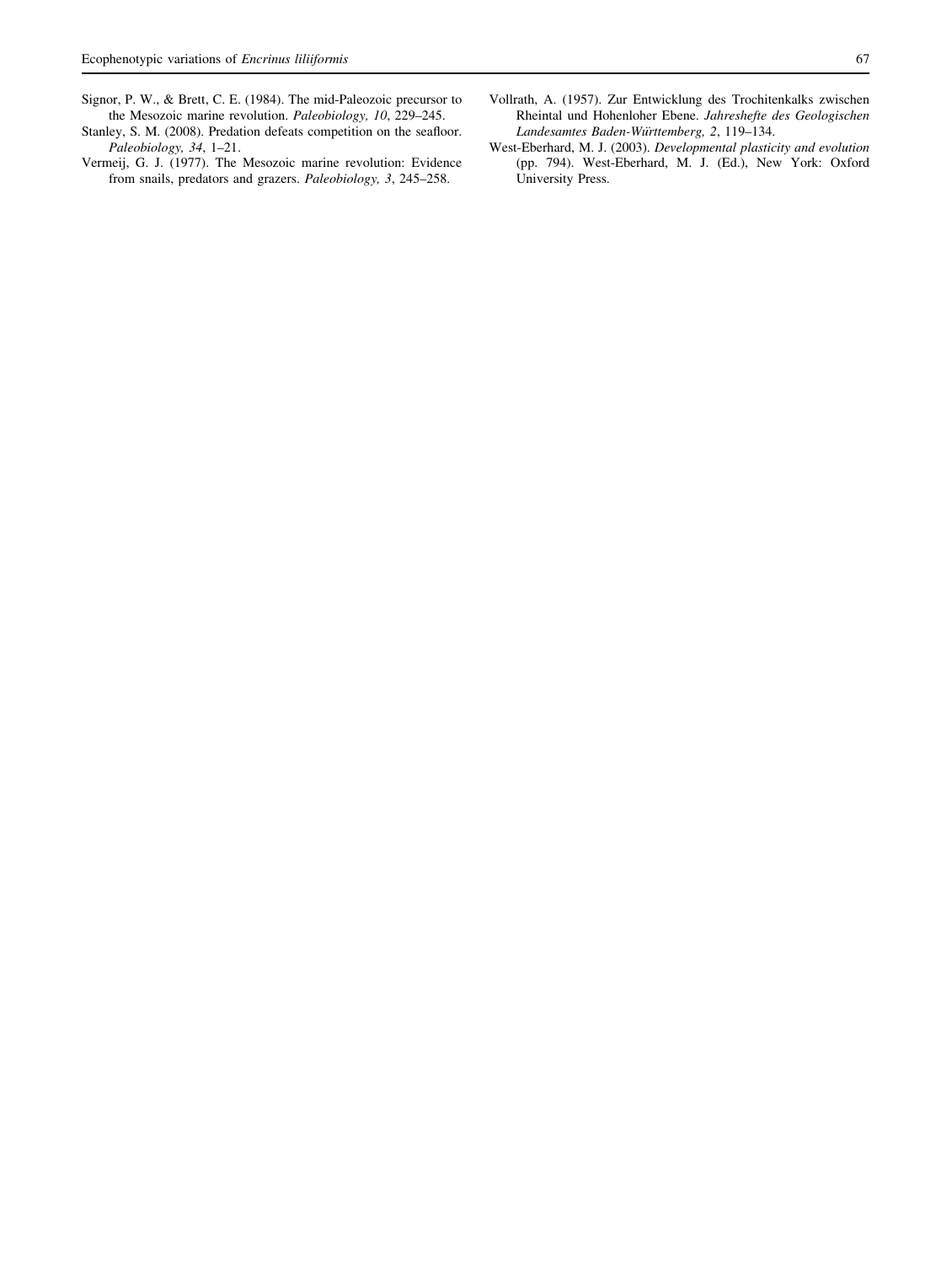Signor, P. W., & Brett, C. E. (1984). The mid-Paleozoic precursor to the Mesozoic marine revolution. *Paleobiology, 10*, 229–245.

Stanley, S. M. (2008). Predation defeats competition on the seafloor. *Paleobiology, 34*, 1–21.

Vermeij, G. J. (1977). The Mesozoic marine revolution: Evidence from snails, predators and grazers. *Paleobiology, 3*, 245–258.

Vollrath, A. (1957). Zur Entwicklung des Trochitenkalks zwischen Rheintal und Hohenloher Ebene. *Jahreshefte des Geologischen Landesamtes Baden-Württemberg, 2*, 119–134.

West-Eberhard, M. J. (2003). *Developmental plasticity and evolution* (pp. 794). West-Eberhard, M. J. (Ed.), New York: Oxford University Press.